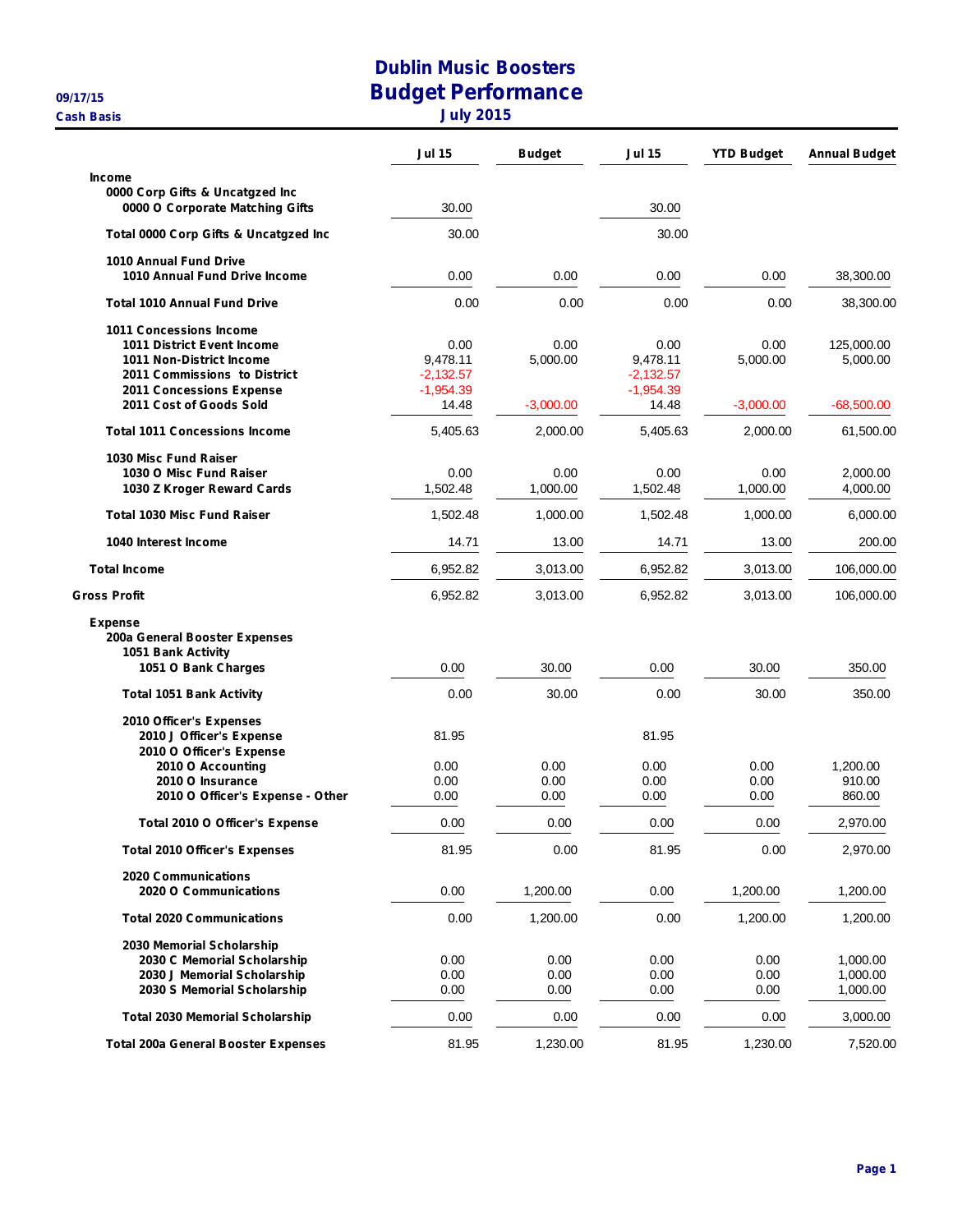# Dublin Music Boosters
## Budget Performance
### July 2015

09/17/15
Cash Basis

| | Jul 15 | Budget | Jul 15 | YTD Budget | Annual Budget |
|---|---|---|---|---|---|
| **Income** | | | | | |
| **0000 Corp Gifts & Uncatgzed Inc** | | | | | |
| 0000 O Corporate Matching Gifts | 30.00 | | 30.00 | | |
| **Total 0000 Corp Gifts & Uncatgzed Inc** | 30.00 | | 30.00 | | |
| **1010 Annual Fund Drive** | | | | | |
| 1010 Annual Fund Drive Income | 0.00 | 0.00 | 0.00 | 0.00 | 38,300.00 |
| **Total 1010 Annual Fund Drive** | 0.00 | 0.00 | 0.00 | 0.00 | 38,300.00 |
| **1011 Concessions Income** | | | | | |
| 1011 District Event Income | 0.00 | 0.00 | 0.00 | 0.00 | 125,000.00 |
| 1011 Non-District Income | 9,478.11 | 5,000.00 | 9,478.11 | 5,000.00 | 5,000.00 |
| 2011 Commissions to District | -2,132.57 | | -2,132.57 | | |
| 2011 Concessions Expense | -1,954.39 | | -1,954.39 | | |
| 2011 Cost of Goods Sold | 14.48 | -3,000.00 | 14.48 | -3,000.00 | -68,500.00 |
| **Total 1011 Concessions Income** | 5,405.63 | 2,000.00 | 5,405.63 | 2,000.00 | 61,500.00 |
| **1030 Misc Fund Raiser** | | | | | |
| 1030 O Misc Fund Raiser | 0.00 | 0.00 | 0.00 | 0.00 | 2,000.00 |
| 1030 Z Kroger Reward Cards | 1,502.48 | 1,000.00 | 1,502.48 | 1,000.00 | 4,000.00 |
| **Total 1030 Misc Fund Raiser** | 1,502.48 | 1,000.00 | 1,502.48 | 1,000.00 | 6,000.00 |
| **1040 Interest Income** | 14.71 | 13.00 | 14.71 | 13.00 | 200.00 |
| **Total Income** | 6,952.82 | 3,013.00 | 6,952.82 | 3,013.00 | 106,000.00 |
| **Gross Profit** | 6,952.82 | 3,013.00 | 6,952.82 | 3,013.00 | 106,000.00 |
| **Expense** | | | | | |
| **200a General Booster Expenses** | | | | | |
| **1051 Bank Activity** | | | | | |
| 1051 O Bank Charges | 0.00 | 30.00 | 0.00 | 30.00 | 350.00 |
| **Total 1051 Bank Activity** | 0.00 | 30.00 | 0.00 | 30.00 | 350.00 |
| **2010 Officer's Expenses** | | | | | |
| 2010 J Officer's Expense | 81.95 | | 81.95 | | |
| 2010 O Officer's Expense | | | | | |
| 2010 O Accounting | 0.00 | 0.00 | 0.00 | 0.00 | 1,200.00 |
| 2010 O Insurance | 0.00 | 0.00 | 0.00 | 0.00 | 910.00 |
| 2010 O Officer's Expense - Other | 0.00 | 0.00 | 0.00 | 0.00 | 860.00 |
| **Total 2010 O Officer's Expense** | 0.00 | 0.00 | 0.00 | 0.00 | 2,970.00 |
| **Total 2010 Officer's Expenses** | 81.95 | 0.00 | 81.95 | 0.00 | 2,970.00 |
| **2020 Communications** | | | | | |
| 2020 O Communications | 0.00 | 1,200.00 | 0.00 | 1,200.00 | 1,200.00 |
| **Total 2020 Communications** | 0.00 | 1,200.00 | 0.00 | 1,200.00 | 1,200.00 |
| **2030 Memorial Scholarship** | | | | | |
| 2030 C Memorial Scholarship | 0.00 | 0.00 | 0.00 | 0.00 | 1,000.00 |
| 2030 J Memorial Scholarship | 0.00 | 0.00 | 0.00 | 0.00 | 1,000.00 |
| 2030 S Memorial Scholarship | 0.00 | 0.00 | 0.00 | 0.00 | 1,000.00 |
| **Total 2030 Memorial Scholarship** | 0.00 | 0.00 | 0.00 | 0.00 | 3,000.00 |
| **Total 200a General Booster Expenses** | 81.95 | 1,230.00 | 81.95 | 1,230.00 | 7,520.00 |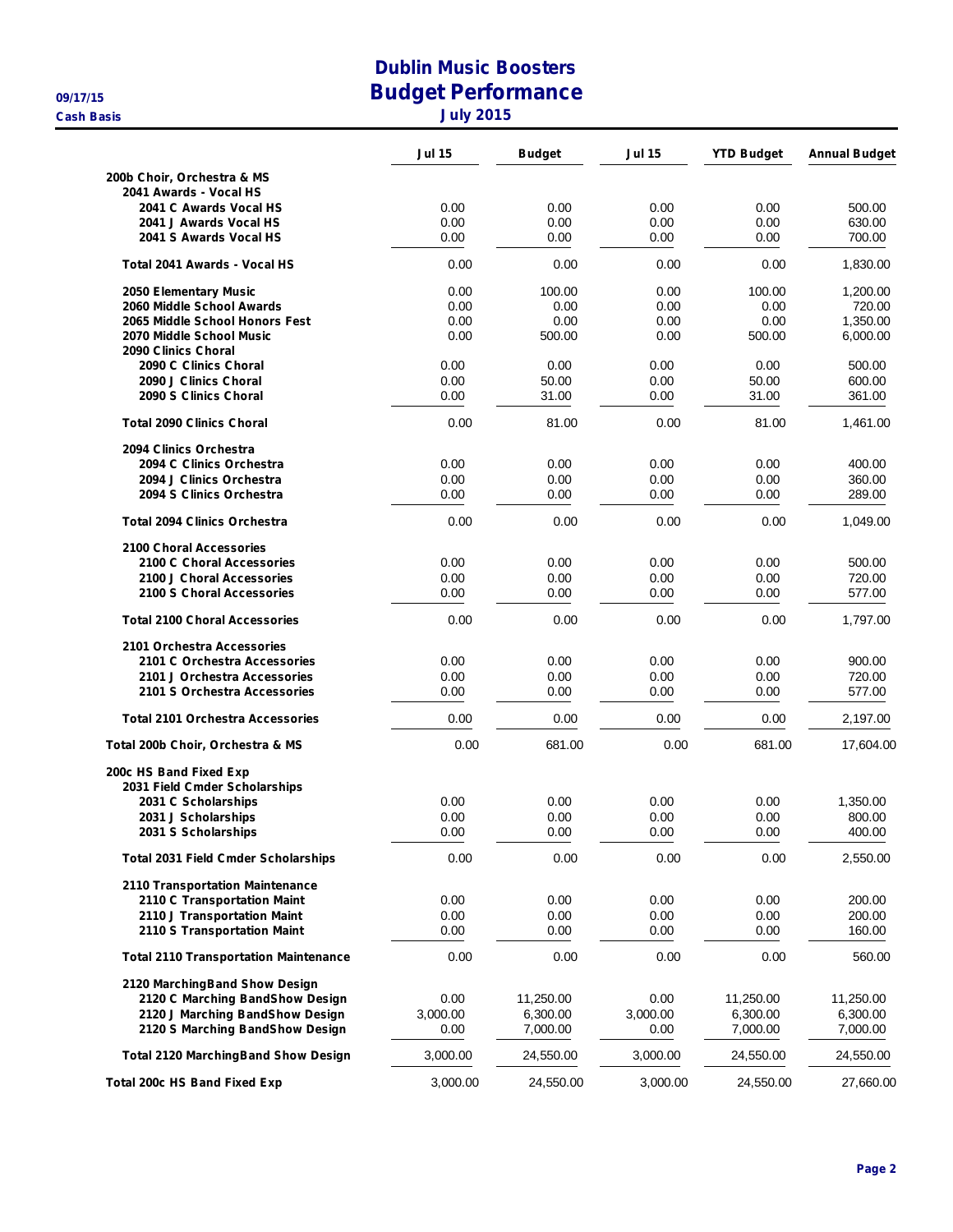# Dublin Music Boosters
## Budget Performance
### July 2015

09/17/15
Cash Basis

| | Jul 15 | Budget | Jul 15 | YTD Budget | Annual Budget |
|---|---|---|---|---|---|
| **200b Choir, Orchestra & MS** | | | | | |
| **2041 Awards - Vocal HS** | | | | | |
| 2041 C Awards Vocal HS | 0.00 | 0.00 | 0.00 | 0.00 | 500.00 |
| 2041 J Awards Vocal HS | 0.00 | 0.00 | 0.00 | 0.00 | 630.00 |
| 2041 S Awards Vocal HS | 0.00 | 0.00 | 0.00 | 0.00 | 700.00 |
| **Total 2041 Awards - Vocal HS** | 0.00 | 0.00 | 0.00 | 0.00 | 1,830.00 |
| 2050 Elementary Music | 0.00 | 100.00 | 0.00 | 100.00 | 1,200.00 |
| 2060 Middle School Awards | 0.00 | 0.00 | 0.00 | 0.00 | 720.00 |
| 2065 Middle School Honors Fest | 0.00 | 0.00 | 0.00 | 0.00 | 1,350.00 |
| 2070 Middle School Music | 0.00 | 500.00 | 0.00 | 500.00 | 6,000.00 |
| **2090 Clinics Choral** | | | | | |
| 2090 C Clinics Choral | 0.00 | 0.00 | 0.00 | 0.00 | 500.00 |
| 2090 J Clinics Choral | 0.00 | 50.00 | 0.00 | 50.00 | 600.00 |
| 2090 S Clinics Choral | 0.00 | 31.00 | 0.00 | 31.00 | 361.00 |
| **Total 2090 Clinics Choral** | 0.00 | 81.00 | 0.00 | 81.00 | 1,461.00 |
| **2094 Clinics Orchestra** | | | | | |
| 2094 C Clinics Orchestra | 0.00 | 0.00 | 0.00 | 0.00 | 400.00 |
| 2094 J Clinics Orchestra | 0.00 | 0.00 | 0.00 | 0.00 | 360.00 |
| 2094 S Clinics Orchestra | 0.00 | 0.00 | 0.00 | 0.00 | 289.00 |
| **Total 2094 Clinics Orchestra** | 0.00 | 0.00 | 0.00 | 0.00 | 1,049.00 |
| **2100 Choral Accessories** | | | | | |
| 2100 C Choral Accessories | 0.00 | 0.00 | 0.00 | 0.00 | 500.00 |
| 2100 J Choral Accessories | 0.00 | 0.00 | 0.00 | 0.00 | 720.00 |
| 2100 S Choral Accessories | 0.00 | 0.00 | 0.00 | 0.00 | 577.00 |
| **Total 2100 Choral Accessories** | 0.00 | 0.00 | 0.00 | 0.00 | 1,797.00 |
| **2101 Orchestra Accessories** | | | | | |
| 2101 C Orchestra Accessories | 0.00 | 0.00 | 0.00 | 0.00 | 900.00 |
| 2101 J Orchestra Accessories | 0.00 | 0.00 | 0.00 | 0.00 | 720.00 |
| 2101 S Orchestra Accessories | 0.00 | 0.00 | 0.00 | 0.00 | 577.00 |
| **Total 2101 Orchestra Accessories** | 0.00 | 0.00 | 0.00 | 0.00 | 2,197.00 |
| **Total 200b Choir, Orchestra & MS** | 0.00 | 681.00 | 0.00 | 681.00 | 17,604.00 |
| **200c HS Band Fixed Exp** | | | | | |
| **2031 Field Cmder Scholarships** | | | | | |
| 2031 C Scholarships | 0.00 | 0.00 | 0.00 | 0.00 | 1,350.00 |
| 2031 J Scholarships | 0.00 | 0.00 | 0.00 | 0.00 | 800.00 |
| 2031 S Scholarships | 0.00 | 0.00 | 0.00 | 0.00 | 400.00 |
| **Total 2031 Field Cmder Scholarships** | 0.00 | 0.00 | 0.00 | 0.00 | 2,550.00 |
| **2110 Transportation Maintenance** | | | | | |
| 2110 C Transportation Maint | 0.00 | 0.00 | 0.00 | 0.00 | 200.00 |
| 2110 J Transportation Maint | 0.00 | 0.00 | 0.00 | 0.00 | 200.00 |
| 2110 S Transportation Maint | 0.00 | 0.00 | 0.00 | 0.00 | 160.00 |
| **Total 2110 Transportation Maintenance** | 0.00 | 0.00 | 0.00 | 0.00 | 560.00 |
| **2120 MarchingBand Show Design** | | | | | |
| 2120 C Marching BandShow Design | 0.00 | 11,250.00 | 0.00 | 11,250.00 | 11,250.00 |
| 2120 J Marching BandShow Design | 3,000.00 | 6,300.00 | 3,000.00 | 6,300.00 | 6,300.00 |
| 2120 S Marching BandShow Design | 0.00 | 7,000.00 | 0.00 | 7,000.00 | 7,000.00 |
| **Total 2120 MarchingBand Show Design** | 3,000.00 | 24,550.00 | 3,000.00 | 24,550.00 | 24,550.00 |
| **Total 200c HS Band Fixed Exp** | 3,000.00 | 24,550.00 | 3,000.00 | 24,550.00 | 27,660.00 |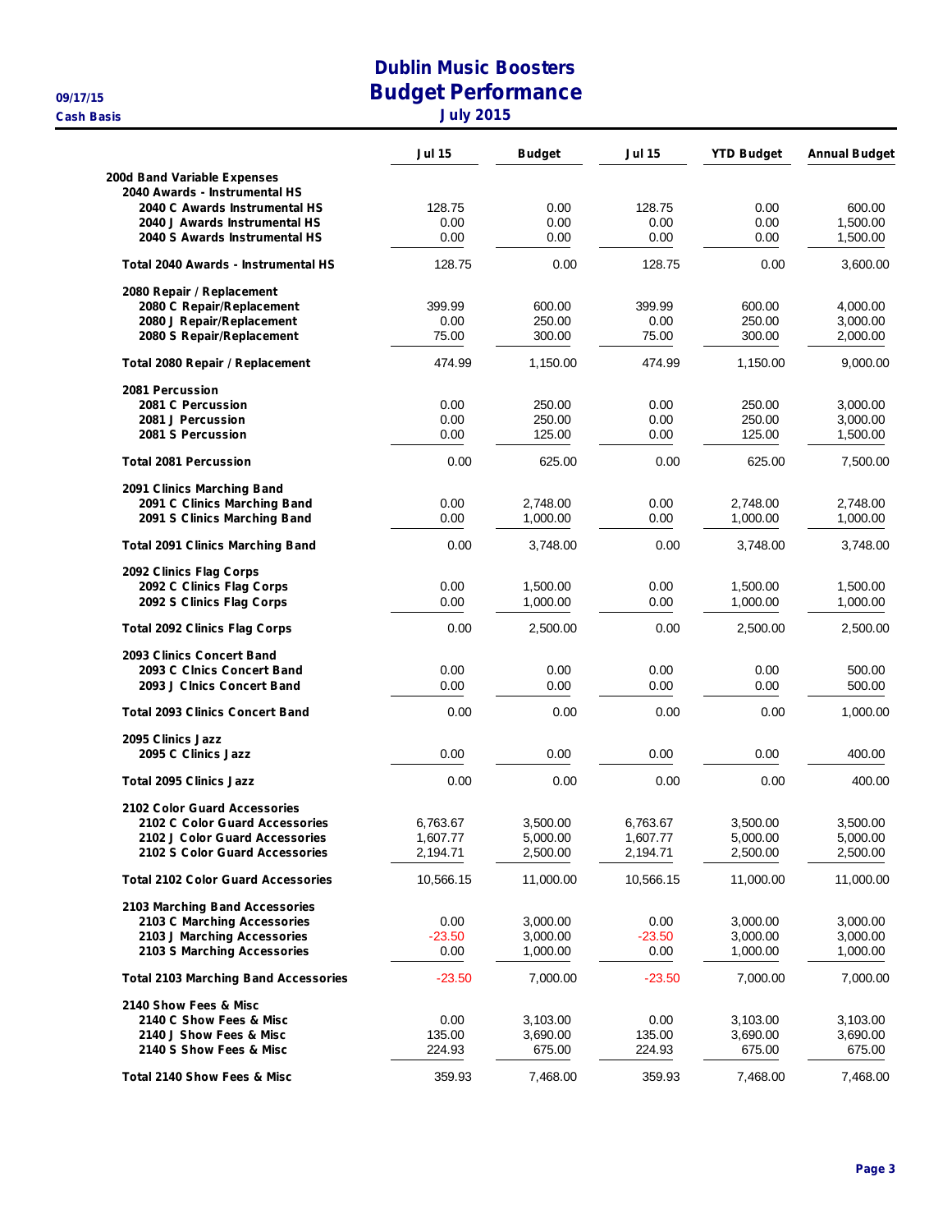# Dublin Music Boosters
## Budget Performance
### July 2015

09/17/15
Cash Basis

| | Jul 15 | Budget | Jul 15 | YTD Budget | Annual Budget |
|---|---|---|---|---|---|
| **200d Band Variable Expenses** | | | | | |
| **2040 Awards - Instrumental HS** | | | | | |
| **2040 C Awards Instrumental HS** | 128.75 | 0.00 | 128.75 | 0.00 | 600.00 |
| **2040 J Awards Instrumental HS** | 0.00 | 0.00 | 0.00 | 0.00 | 1,500.00 |
| **2040 S Awards Instrumental HS** | 0.00 | 0.00 | 0.00 | 0.00 | 1,500.00 |
| **Total 2040 Awards - Instrumental HS** | 128.75 | 0.00 | 128.75 | 0.00 | 3,600.00 |
| **2080 Repair / Replacement** | | | | | |
| **2080 C Repair/Replacement** | 399.99 | 600.00 | 399.99 | 600.00 | 4,000.00 |
| **2080 J Repair/Replacement** | 0.00 | 250.00 | 0.00 | 250.00 | 3,000.00 |
| **2080 S Repair/Replacement** | 75.00 | 300.00 | 75.00 | 300.00 | 2,000.00 |
| **Total 2080 Repair / Replacement** | 474.99 | 1,150.00 | 474.99 | 1,150.00 | 9,000.00 |
| **2081 Percussion** | | | | | |
| **2081 C Percussion** | 0.00 | 250.00 | 0.00 | 250.00 | 3,000.00 |
| **2081 J Percussion** | 0.00 | 250.00 | 0.00 | 250.00 | 3,000.00 |
| **2081 S Percussion** | 0.00 | 125.00 | 0.00 | 125.00 | 1,500.00 |
| **Total 2081 Percussion** | 0.00 | 625.00 | 0.00 | 625.00 | 7,500.00 |
| **2091 Clinics Marching Band** | | | | | |
| **2091 C Clinics Marching Band** | 0.00 | 2,748.00 | 0.00 | 2,748.00 | 2,748.00 |
| **2091 S Clinics Marching Band** | 0.00 | 1,000.00 | 0.00 | 1,000.00 | 1,000.00 |
| **Total 2091 Clinics Marching Band** | 0.00 | 3,748.00 | 0.00 | 3,748.00 | 3,748.00 |
| **2092 Clinics Flag Corps** | | | | | |
| **2092 C Clinics Flag Corps** | 0.00 | 1,500.00 | 0.00 | 1,500.00 | 1,500.00 |
| **2092 S Clinics Flag Corps** | 0.00 | 1,000.00 | 0.00 | 1,000.00 | 1,000.00 |
| **Total 2092 Clinics Flag Corps** | 0.00 | 2,500.00 | 0.00 | 2,500.00 | 2,500.00 |
| **2093 Clinics Concert Band** | | | | | |
| **2093 C Clnics Concert Band** | 0.00 | 0.00 | 0.00 | 0.00 | 500.00 |
| **2093 J Clnics Concert Band** | 0.00 | 0.00 | 0.00 | 0.00 | 500.00 |
| **Total 2093 Clinics Concert Band** | 0.00 | 0.00 | 0.00 | 0.00 | 1,000.00 |
| **2095 Clinics Jazz** | | | | | |
| **2095 C Clinics Jazz** | 0.00 | 0.00 | 0.00 | 0.00 | 400.00 |
| **Total 2095 Clinics Jazz** | 0.00 | 0.00 | 0.00 | 0.00 | 400.00 |
| **2102 Color Guard Accessories** | | | | | |
| **2102 C Color Guard Accessories** | 6,763.67 | 3,500.00 | 6,763.67 | 3,500.00 | 3,500.00 |
| **2102 J Color Guard Accessories** | 1,607.77 | 5,000.00 | 1,607.77 | 5,000.00 | 5,000.00 |
| **2102 S Color Guard Accessories** | 2,194.71 | 2,500.00 | 2,194.71 | 2,500.00 | 2,500.00 |
| **Total 2102 Color Guard Accessories** | 10,566.15 | 11,000.00 | 10,566.15 | 11,000.00 | 11,000.00 |
| **2103 Marching Band Accessories** | | | | | |
| **2103 C Marching Accessories** | 0.00 | 3,000.00 | 0.00 | 3,000.00 | 3,000.00 |
| **2103 J Marching Accessories** | -23.50 | 3,000.00 | -23.50 | 3,000.00 | 3,000.00 |
| **2103 S Marching Accessories** | 0.00 | 1,000.00 | 0.00 | 1,000.00 | 1,000.00 |
| **Total 2103 Marching Band Accessories** | -23.50 | 7,000.00 | -23.50 | 7,000.00 | 7,000.00 |
| **2140 Show Fees & Misc** | | | | | |
| **2140 C Show Fees & Misc** | 0.00 | 3,103.00 | 0.00 | 3,103.00 | 3,103.00 |
| **2140 J Show Fees & Misc** | 135.00 | 3,690.00 | 135.00 | 3,690.00 | 3,690.00 |
| **2140 S Show Fees & Misc** | 224.93 | 675.00 | 224.93 | 675.00 | 675.00 |
| **Total 2140 Show Fees & Misc** | 359.93 | 7,468.00 | 359.93 | 7,468.00 | 7,468.00 |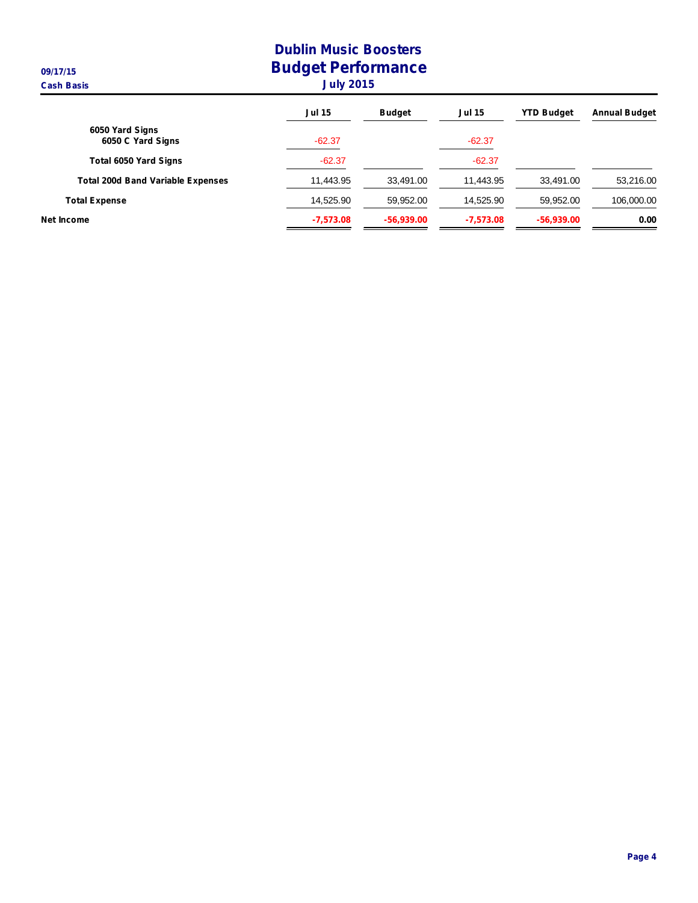# Dublin Music Boosters
## Budget Performance
### July 2015

09/17/15
Cash Basis

| | Jul 15 | Budget | Jul 15 | YTD Budget | Annual Budget |
|---|---|---|---|---|---|
| 6050 Yard Signs | | | | | |
| 6050 C Yard Signs | -62.37 | | -62.37 | | |
| Total 6050 Yard Signs | -62.37 | | -62.37 | | |
| Total 200d Band Variable Expenses | 11,443.95 | 33,491.00 | 11,443.95 | 33,491.00 | 53,216.00 |
| Total Expense | 14,525.90 | 59,952.00 | 14,525.90 | 59,952.00 | 106,000.00 |
| **Net Income** | **-7,573.08** | **-56,939.00** | **-7,573.08** | **-56,939.00** | **0.00** |